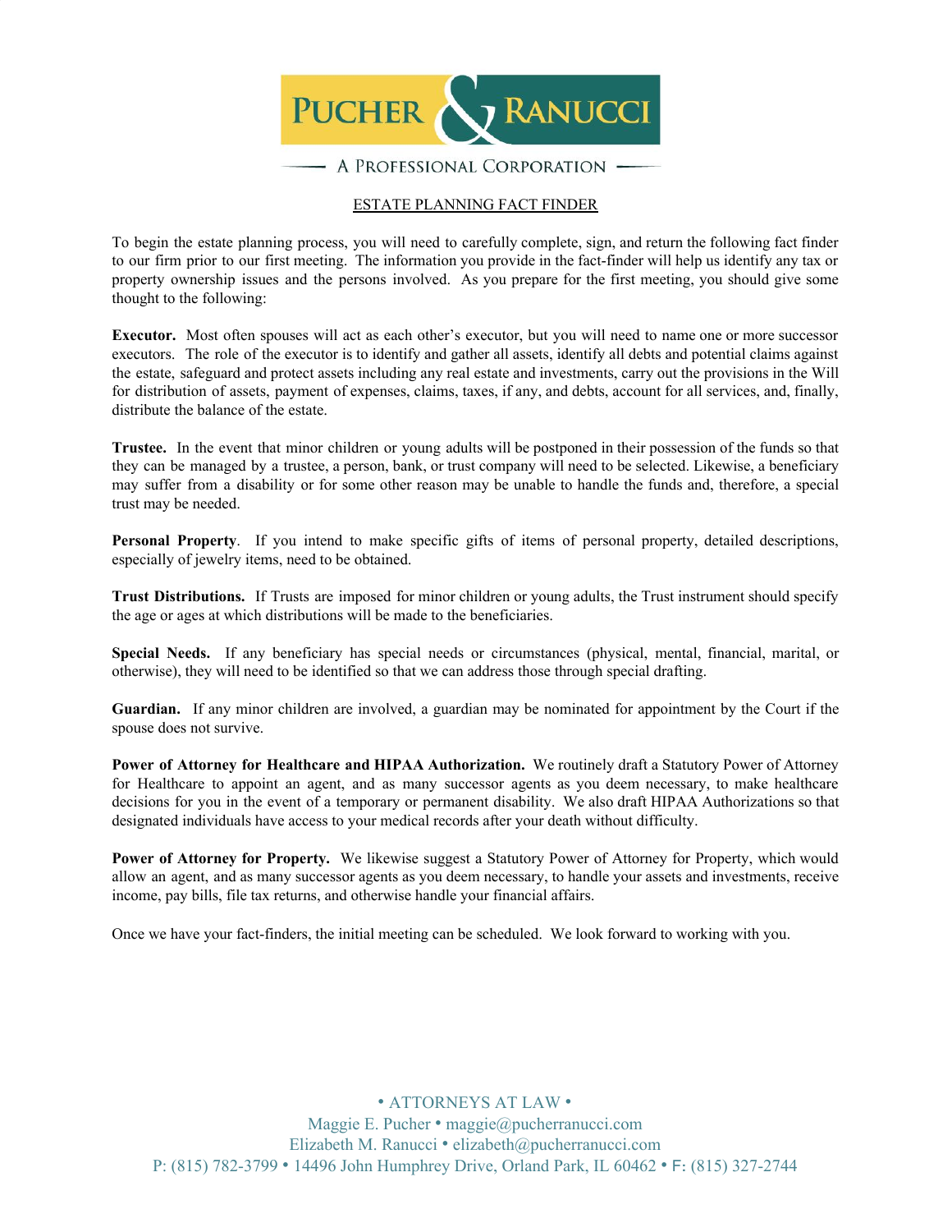PUCHER & RANUCCI

A PROFESSIONAL CORPORATION

## ESTATE PLANNING FACT FINDER

To begin the estate planning process, you will need to carefully complete, sign, and return the following fact finder to our firm prior to our first meeting. The information you provide in the fact-finder will help us identify any tax or property ownership issues and the persons involved. As you prepare for the first meeting, you should give some thought to the following:

**Executor.** Most often spouses will act as each other's executor, but you will need to name one or more successor executors. The role of the executor is to identify and gather all assets, identify all debts and potential claims against the estate, safeguard and protect assets including any real estate and investments, carry out the provisions in the Will for distribution of assets, payment of expenses, claims, taxes, if any, and debts, account for all services, and, finally, distribute the balance of the estate.

**Trustee.** In the event that minor children or young adults will be postponed in their possession of the funds so that they can be managed by a trustee, a person, bank, or trust company will need to be selected. Likewise, a beneficiary may suffer from a disability or for some other reason may be unable to handle the funds and, therefore, a special trust may be needed.

**Personal Property**. If you intend to make specific gifts of items of personal property, detailed descriptions, especially of jewelry items, need to be obtained.

**Trust Distributions.** If Trusts are imposed for minor children or young adults, the Trust instrument should specify the age or ages at which distributions will be made to the beneficiaries.

**Special Needs.** If any beneficiary has special needs or circumstances (physical, mental, financial, marital, or otherwise), they will need to be identified so that we can address those through special drafting.

**Guardian.** If any minor children are involved, a guardian may be nominated for appointment by the Court if the spouse does not survive.

**Power of Attorney for Healthcare and HIPAA Authorization.** We routinely draft a Statutory Power of Attorney for Healthcare to appoint an agent, and as many successor agents as you deem necessary, to make healthcare decisions for you in the event of a temporary or permanent disability. We also draft HIPAA Authorizations so that designated individuals have access to your medical records after your death without difficulty.

**Power of Attorney for Property.** We likewise suggest a Statutory Power of Attorney for Property, which would allow an agent, and as many successor agents as you deem necessary, to handle your assets and investments, receive income, pay bills, file tax returns, and otherwise handle your financial affairs.

Once we have your fact-finders, the initial meeting can be scheduled. We look forward to working with you.

• ATTORNEYS AT LAW •
Maggie E. Pucher • maggie@pucherranucci.com
Elizabeth M. Ranucci • elizabeth@pucherranucci.com
P: (815) 782-3799 • 14496 John Humphrey Drive, Orland Park, IL 60462 • F: (815) 327-2744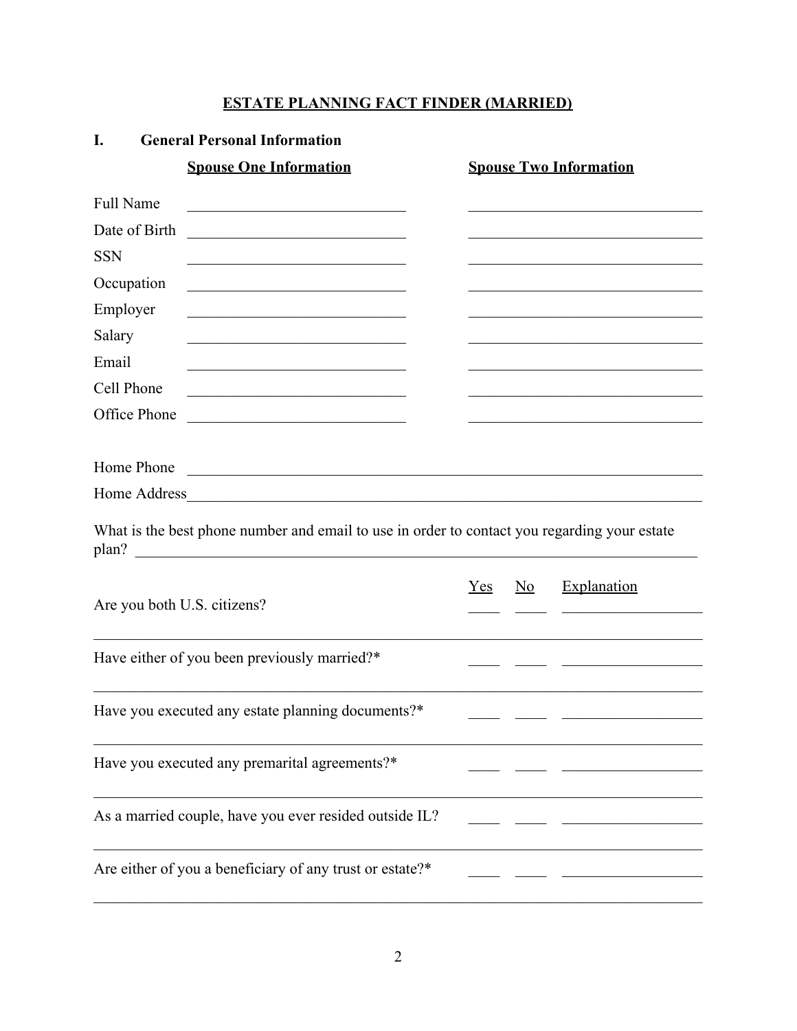## ESTATE PLANNING FACT FINDER (MARRIED)

### I. General Personal Information

| | Spouse One Information | Spouse Two Information |
|---|---|---|
| Full Name | | |
| Date of Birth | | |
| SSN | | |
| Occupation | | |
| Employer | | |
| Salary | | |
| Email | | |
| Cell Phone | | |
| Office Phone | | |

Home Phone ______________________________________________

Home Address ______________________________________________

What is the best phone number and email to use in order to contact you regarding your estate plan? ______________________________________________

| | Yes | No | Explanation |
|---|---|---|---|
| Are you both U.S. citizens? | | | |
| Have either of you been previously married?* | | | |
| Have you executed any estate planning documents?* | | | |
| Have you executed any premarital agreements?* | | | |
| As a married couple, have you ever resided outside IL? | | | |
| Are either of you a beneficiary of any trust or estate?* | | | |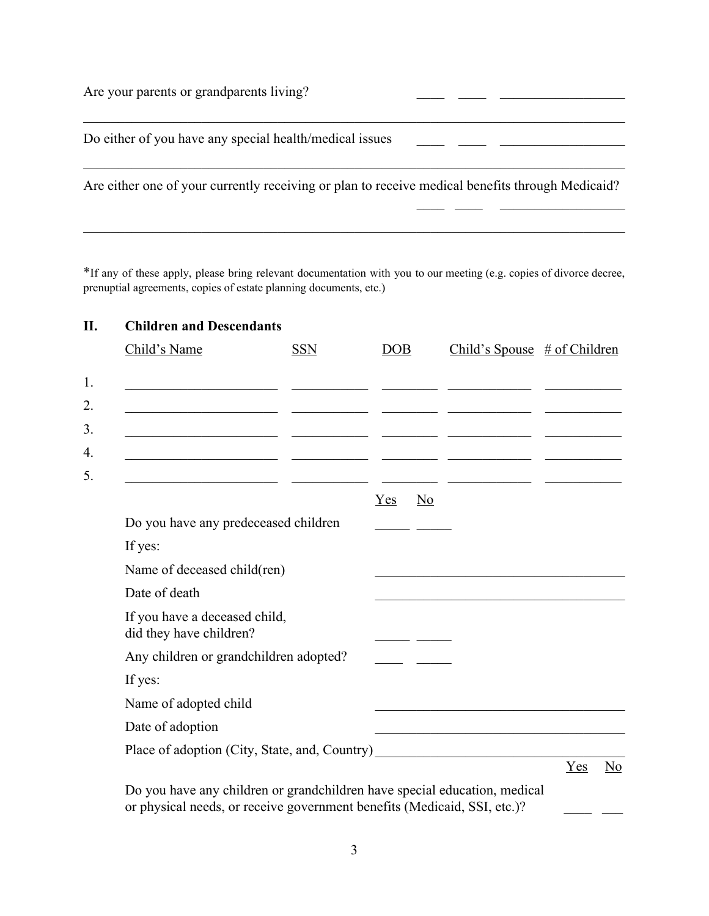Are your parents or grandparents living? ____ ____ __________________

______________________________________________________________________________

Do either of you have any special health/medical issues ____ ____ __________________

______________________________________________________________________________

Are either one of your currently receiving or plan to receive medical benefits through Medicaid?

____ ____ __________________

______________________________________________________________________________

*If any of these apply, please bring relevant documentation with you to our meeting (e.g. copies of divorce decree, prenuptial agreements, copies of estate planning documents, etc.)

## II. Children and Descendants

| | Child's Name | SSN | DOB | Child's Spouse | # of Children |
|---|---|---|---|---|---|
| 1. | | | | | |
| 2. | | | | | |
| 3. | | | | | |
| 4. | | | | | |
| 5. | | | | | |

| | Yes | No |
|---|---|---|
| Do you have any predeceased children | _____ | _____ |

If yes:

Name of deceased child(ren) ______________________________________

Date of death ______________________________________

| | | |
|---|---|---|
| If you have a deceased child, did they have children? | _____ | _____ |
| Any children or grandchildren adopted? | ____ | _____ |

If yes:

Name of adopted child ______________________________________

Date of adoption ______________________________________

Place of adoption (City, State, and, Country) ______________________________________

| | Yes | No |
|---|---|---|
| Do you have any children or grandchildren have special education, medical or physical needs, or receive government benefits (Medicaid, SSI, etc.)? | ____ | ___ |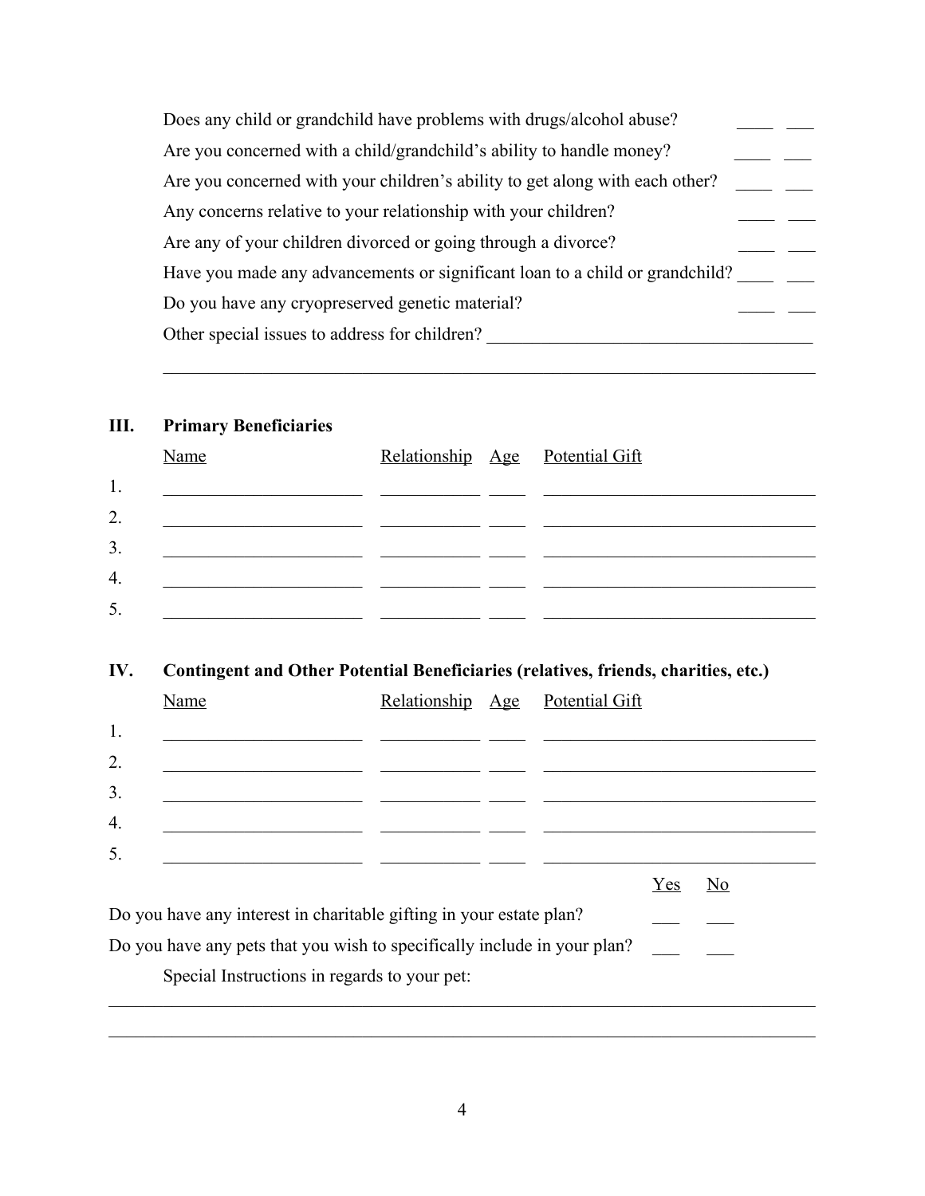| Question | | |
|---|---|---|
| Does any child or grandchild have problems with drugs/alcohol abuse? | ____ | ___ |
| Are you concerned with a child/grandchild's ability to handle money? | ____ | ___ |
| Are you concerned with your children's ability to get along with each other? | ____ | ___ |
| Any concerns relative to your relationship with your children? | ____ | ___ |
| Are any of your children divorced or going through a divorce? | ____ | ___ |
| Have you made any advancements or significant loan to a child or grandchild? | ____ | ___ |
| Do you have any cryopreserved genetic material? | ____ | ___ |

Other special issues to address for children? ____________________________________

________________________________________________________________________

## III. Primary Beneficiaries

| | Name | Relationship | Age | Potential Gift |
|---|---|---|---|---|
| 1. | | | | |
| 2. | | | | |
| 3. | | | | |
| 4. | | | | |
| 5. | | | | |

## IV. Contingent and Other Potential Beneficiaries (relatives, friends, charities, etc.)

| | Name | Relationship | Age | Potential Gift |
|---|---|---|---|---|
| 1. | | | | |
| 2. | | | | |
| 3. | | | | |
| 4. | | | | |
| 5. | | | | |

| | Yes | No |
|---|---|---|
| Do you have any interest in charitable gifting in your estate plan? | ___ | ___ |
| Do you have any pets that you wish to specifically include in your plan? | ___ | ___ |

Special Instructions in regards to your pet:

________________________________________________________________________

________________________________________________________________________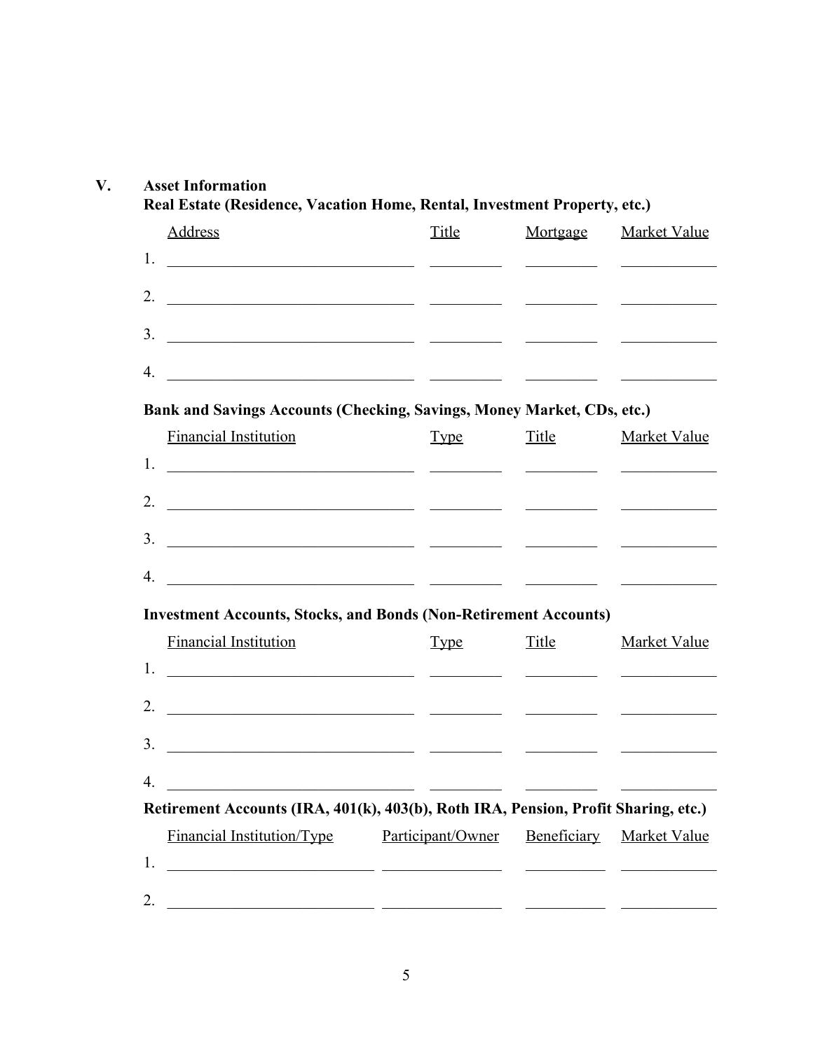## V. Asset Information

**Real Estate (Residence, Vacation Home, Rental, Investment Property, etc.)**

| | Address | Title | Mortgage | Market Value |
|---|---|---|---|---|
| 1. | | | | |
| 2. | | | | |
| 3. | | | | |
| 4. | | | | |

**Bank and Savings Accounts (Checking, Savings, Money Market, CDs, etc.)**

| | Financial Institution | Type | Title | Market Value |
|---|---|---|---|---|
| 1. | | | | |
| 2. | | | | |
| 3. | | | | |
| 4. | | | | |

**Investment Accounts, Stocks, and Bonds (Non-Retirement Accounts)**

| | Financial Institution | Type | Title | Market Value |
|---|---|---|---|---|
| 1. | | | | |
| 2. | | | | |
| 3. | | | | |
| 4. | | | | |

**Retirement Accounts (IRA, 401(k), 403(b), Roth IRA, Pension, Profit Sharing, etc.)**

| | Financial Institution/Type | Participant/Owner | Beneficiary | Market Value |
|---|---|---|---|---|
| 1. | | | | |
| 2. | | | | |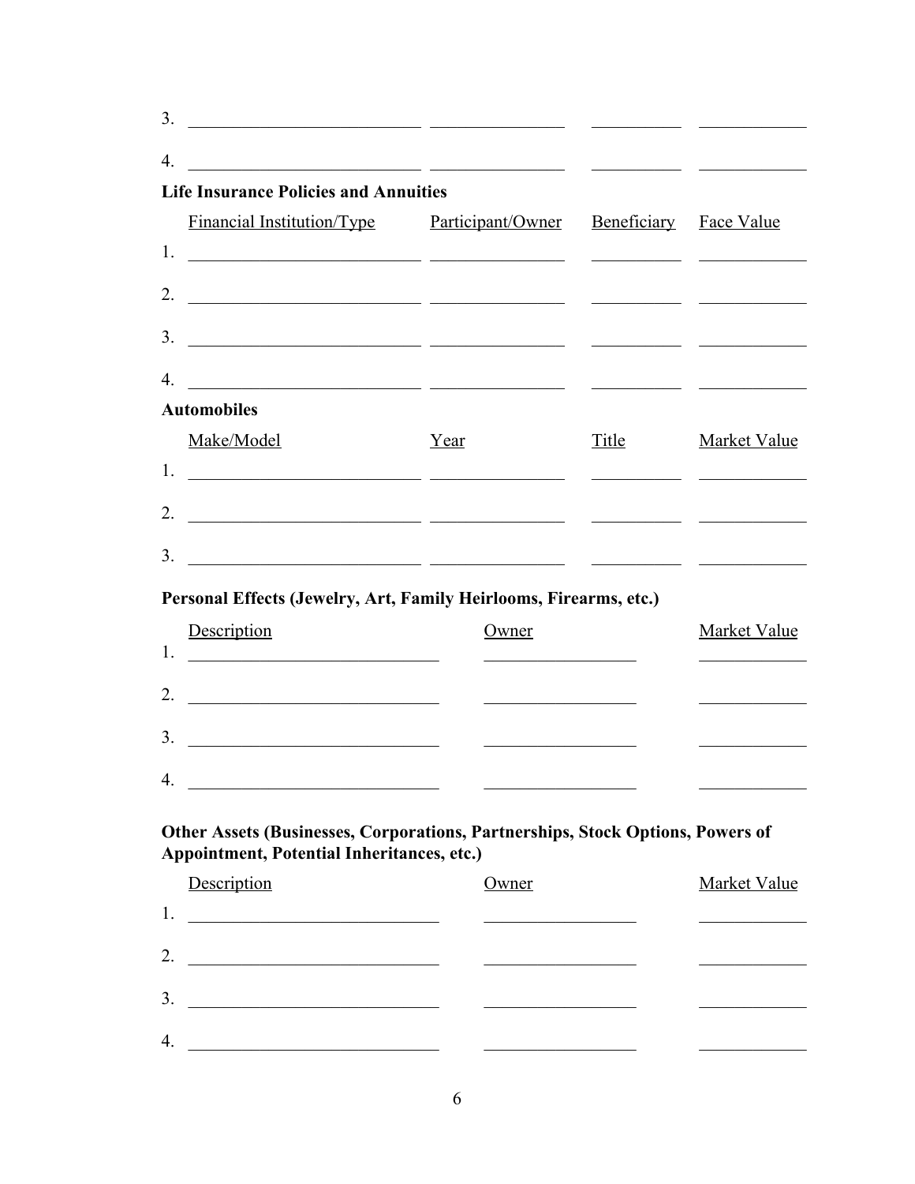| | | | | |
|---|---|---|---|---|
| 3. | | | | |
| 4. | | | | |

**Life Insurance Policies and Annuities**

| | Financial Institution/Type | Participant/Owner | Beneficiary | Face Value |
|---|---|---|---|---|
| 1. | | | | |
| 2. | | | | |
| 3. | | | | |
| 4. | | | | |

**Automobiles**

| | Make/Model | Year | Title | Market Value |
|---|---|---|---|---|
| 1. | | | | |
| 2. | | | | |
| 3. | | | | |

**Personal Effects (Jewelry, Art, Family Heirlooms, Firearms, etc.)**

| | Description | Owner | Market Value |
|---|---|---|---|
| 1. | | | |
| 2. | | | |
| 3. | | | |
| 4. | | | |

**Other Assets (Businesses, Corporations, Partnerships, Stock Options, Powers of Appointment, Potential Inheritances, etc.)**

| | Description | Owner | Market Value |
|---|---|---|---|
| 1. | | | |
| 2. | | | |
| 3. | | | |
| 4. | | | |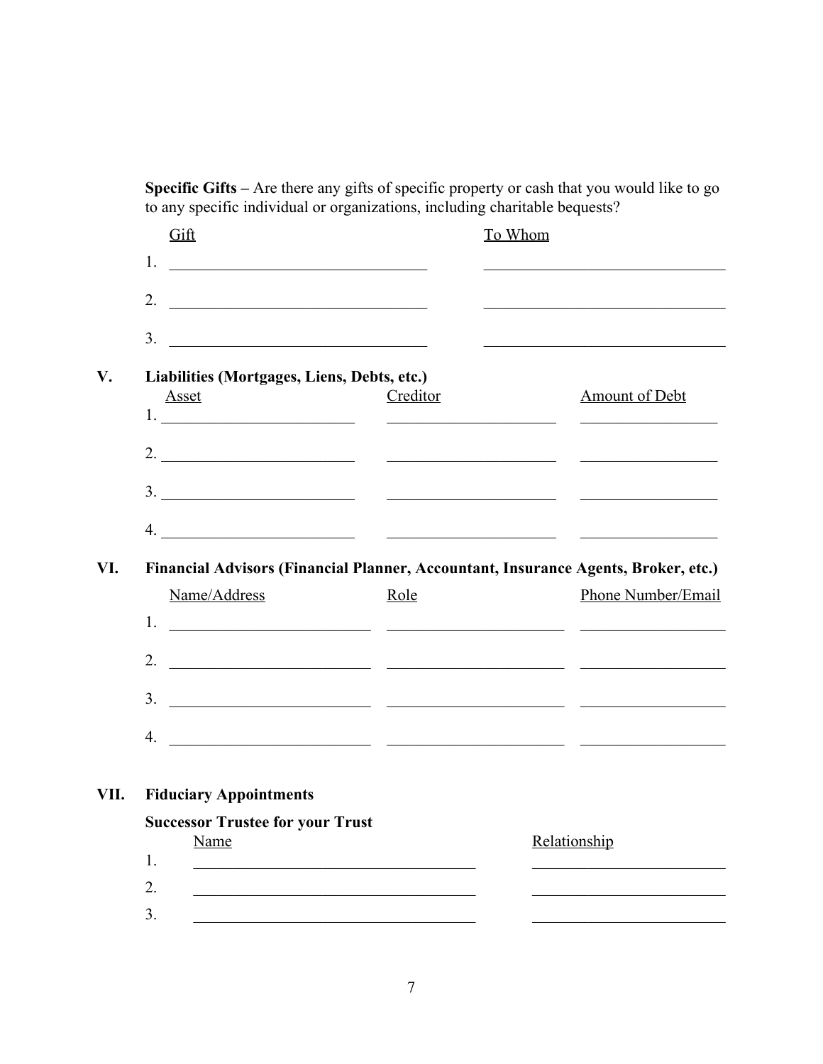**Specific Gifts –** Are there any gifts of specific property or cash that you would like to go to any specific individual or organizations, including charitable bequests?

| | Gift | To Whom |
|---|---|---|
| 1. | | |
| 2. | | |
| 3. | | |

## V. Liabilities (Mortgages, Liens, Debts, etc.)

| | Asset | Creditor | Amount of Debt |
|---|---|---|---|
| 1. | | | |
| 2. | | | |
| 3. | | | |
| 4. | | | |

## VI. Financial Advisors (Financial Planner, Accountant, Insurance Agents, Broker, etc.)

| | Name/Address | Role | Phone Number/Email |
|---|---|---|---|
| 1. | | | |
| 2. | | | |
| 3. | | | |
| 4. | | | |

## VII. Fiduciary Appointments

**Successor Trustee for your Trust**

| | Name | Relationship |
|---|---|---|
| 1. | | |
| 2. | | |
| 3. | | |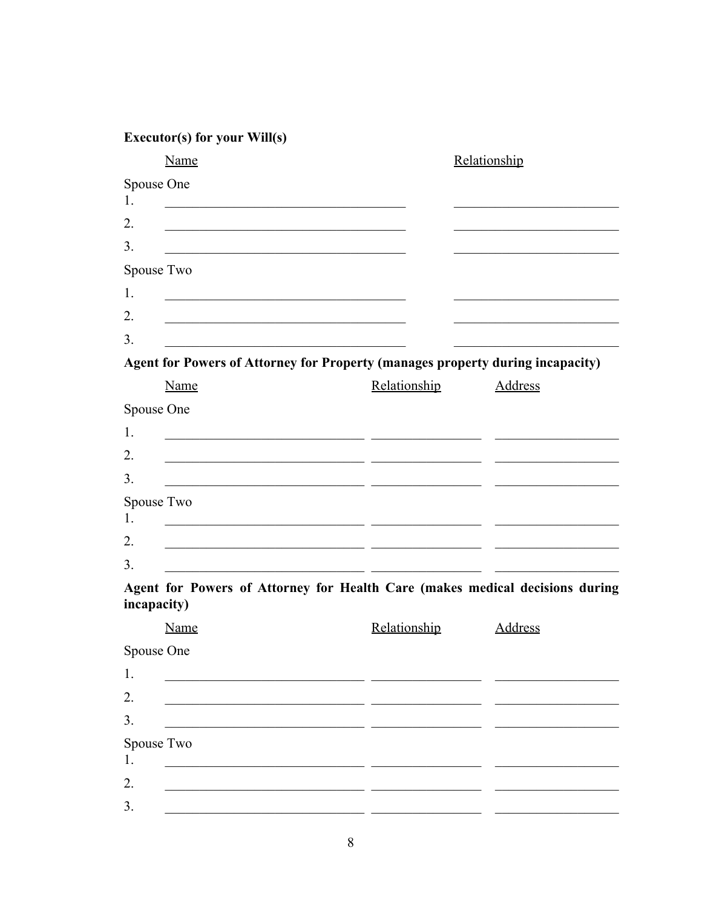**Executor(s) for your Will(s)**

| | Name | Relationship |
|---|---|---|
| **Spouse One** | | |
| 1. | ______________________________ | ____________________ |
| 2. | ______________________________ | ____________________ |
| 3. | ______________________________ | ____________________ |
| **Spouse Two** | | |
| 1. | ______________________________ | ____________________ |
| 2. | ______________________________ | ____________________ |
| 3. | ______________________________ | ____________________ |

**Agent for Powers of Attorney for Property (manages property during incapacity)**

| | Name | Relationship | Address |
|---|---|---|---|
| **Spouse One** | | | |
| 1. | _________________________ | ______________ | ______________ |
| 2. | _________________________ | ______________ | ______________ |
| 3. | _________________________ | ______________ | ______________ |
| **Spouse Two** | | | |
| 1. | _________________________ | ______________ | ______________ |
| 2. | _________________________ | ______________ | ______________ |
| 3. | _________________________ | ______________ | ______________ |

**Agent for Powers of Attorney for Health Care (makes medical decisions during incapacity)**

| | Name | Relationship | Address |
|---|---|---|---|
| **Spouse One** | | | |
| 1. | _________________________ | ______________ | ______________ |
| 2. | _________________________ | ______________ | ______________ |
| 3. | _________________________ | ______________ | ______________ |
| **Spouse Two** | | | |
| 1. | _________________________ | ______________ | ______________ |
| 2. | _________________________ | ______________ | ______________ |
| 3. | _________________________ | ______________ | ______________ |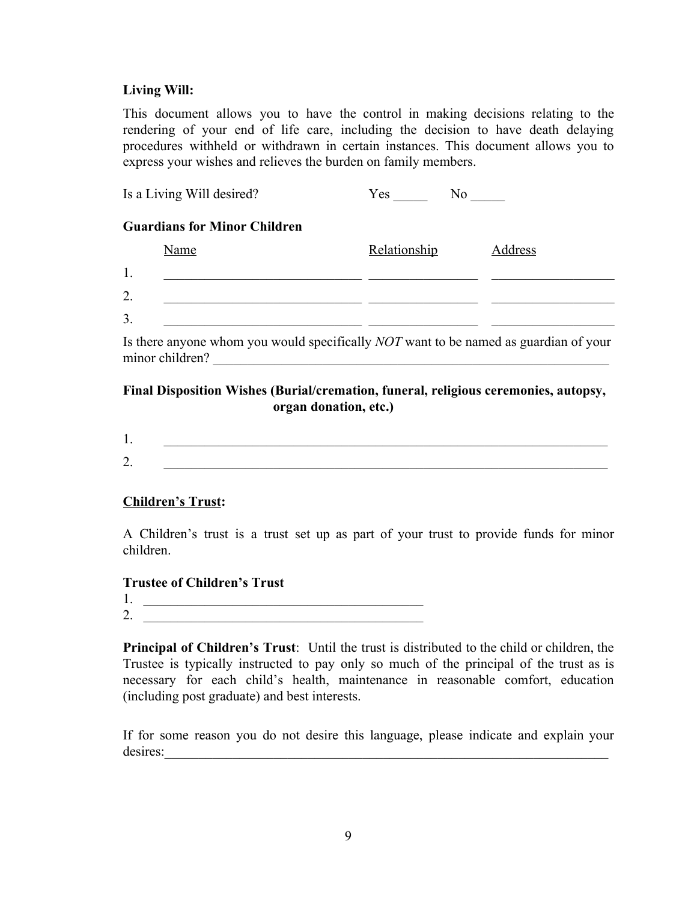**Living Will:**

This document allows you to have the control in making decisions relating to the rendering of your end of life care, including the decision to have death delaying procedures withheld or withdrawn in certain instances. This document allows you to express your wishes and relieves the burden on family members.

Is a Living Will desired? Yes _____ No _____

**Guardians for Minor Children**

| | Name | Relationship | Address |
|---|---|---|---|
| 1. | ______________________________ | ________________ | __________________ |
| 2. | ______________________________ | ________________ | __________________ |
| 3. | ______________________________ | ________________ | __________________ |

Is there anyone whom you would specifically *NOT* want to be named as guardian of your minor children? ____________________________________________________________

**Final Disposition Wishes (Burial/cremation, funeral, religious ceremonies, autopsy, organ donation, etc.)**

1. ____________________________________________________________________
2. ____________________________________________________________________

**Children's Trust:**

A Children's trust is a trust set up as part of your trust to provide funds for minor children.

**Trustee of Children's Trust**

1. __________________________________________
2. __________________________________________

**Principal of Children's Trust**: Until the trust is distributed to the child or children, the Trustee is typically instructed to pay only so much of the principal of the trust as is necessary for each child's health, maintenance in reasonable comfort, education (including post graduate) and best interests.

If for some reason you do not desire this language, please indicate and explain your desires:____________________________________________________________________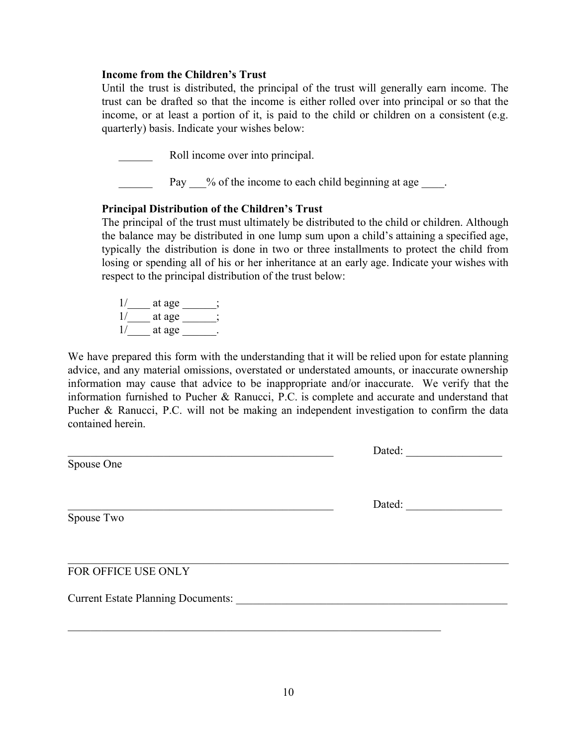**Income from the Children's Trust**

Until the trust is distributed, the principal of the trust will generally earn income. The trust can be drafted so that the income is either rolled over into principal or so that the income, or at least a portion of it, is paid to the child or children on a consistent (e.g. quarterly) basis. Indicate your wishes below:

______ Roll income over into principal.

______ Pay ___% of the income to each child beginning at age ____.

**Principal Distribution of the Children's Trust**

The principal of the trust must ultimately be distributed to the child or children. Although the balance may be distributed in one lump sum upon a child's attaining a specified age, typically the distribution is done in two or three installments to protect the child from losing or spending all of his or her inheritance at an early age. Indicate your wishes with respect to the principal distribution of the trust below:

1/____ at age ______;
1/____ at age ______;
1/____ at age ______.

We have prepared this form with the understanding that it will be relied upon for estate planning advice, and any material omissions, overstated or understated amounts, or inaccurate ownership information may cause that advice to be inappropriate and/or inaccurate. We verify that the information furnished to Pucher & Ranucci, P.C. is complete and accurate and understand that Pucher & Ranucci, P.C. will not be making an independent investigation to confirm the data contained herein.

_________________________________________________ Dated: _________________
Spouse One

_________________________________________________ Dated: _________________
Spouse Two

---

FOR OFFICE USE ONLY

Current Estate Planning Documents: ______________________________________________

_____________________________________________________________________